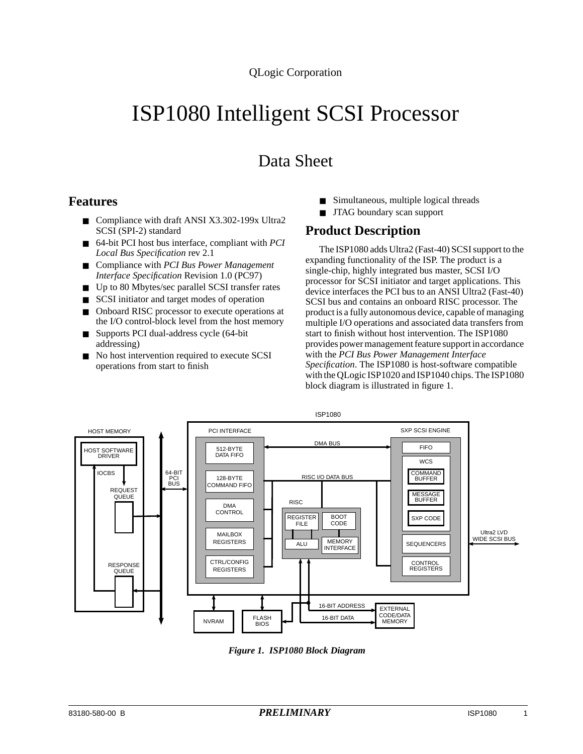QLogic Corporation

# ISP1080 Intelligent SCSI Processor

## Data Sheet

## Features

- Compliance with draft ANSI X3.302-199x Ultra2 SCSI (SPI-2) standard
- 64-bit PCI host bus interface, compliant with *PCI Local Bus Specification* rev 2.1
- Compliance with *PCI Bus Power Management Interface Specification* Revision 1.0 (PC97)
- Up to 80 Mbytes/sec parallel SCSI transfer rates
- SCSI initiator and target modes of operation
- Onboard RISC processor to execute operations at the I/O control-block level from the host memory
- Supports PCI dual-address cycle (64-bit addressing)
- No host intervention required to execute SCSI operations from start to finish
- Simultaneous, multiple logical threads
- JTAG boundary scan support

## Product Description

The ISP1080 adds Ultra2 (Fast-40) SCSI support to the expanding functionality of the ISP. The product is a single-chip, highly integrated bus master, SCSI I/O processor for SCSI initiator and target applications. This device interfaces the PCI bus to an ANSI Ultra2 (Fast-40) SCSI bus and contains an onboard RISC processor. The product is a fully autonomous device, capable of managing multiple I/O operations and associated data transfers from start to finish without host intervention. The ISP1080 provides power management feature support in accordance with the *PCI Bus Power Management Interface Specification*. The ISP1080 is host-software compatible with the QLogic ISP1020 and ISP1040 chips. The ISP1080 block diagram is illustrated in figure 1.

ISP1080

HOST MEMORY: HOST SOFTWARE DRIVER, IOCBS, REQUEST QUEUE, RESPONSE QUEUE

64-BIT PCI BUS

PCI INTERFACE: 512-BYTE DATA FIFO, 128-BYTE COMMAND FIFO, DMA CONTROL, MAILBOX REGISTERS, CTRL/CONFIG REGISTERS

DMA BUS

RISC I/O DATA BUS

RISC: REGISTER FILE, BOOT CODE, ALU, MEMORY INTERFACE

SXP SCSI ENGINE: FIFO, WCS (COMMAND BUFFER, MESSAGE BUFFER, SXP CODE), SEQUENCERS, CONTROL REGISTERS

Ultra2 LVD WIDE SCSI BUS

NVRAM, FLASH BIOS, 16-BIT ADDRESS, 16-BIT DATA, EXTERNAL CODE/DATA MEMORY

*Figure 1. ISP1080 Block Diagram*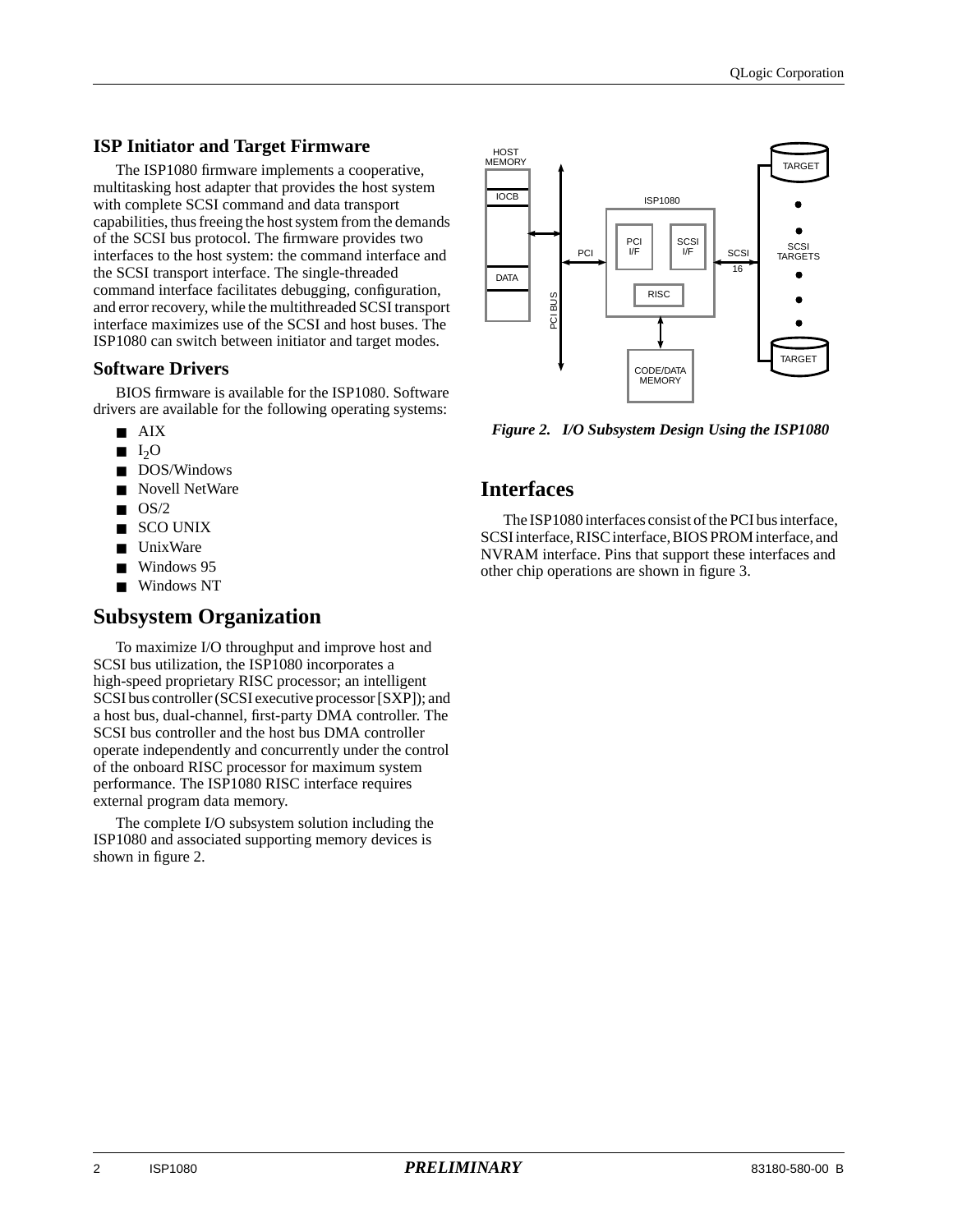## ISP Initiator and Target Firmware

The ISP1080 firmware implements a cooperative, multitasking host adapter that provides the host system with complete SCSI command and data transport capabilities, thus freeing the host system from the demands of the SCSI bus protocol. The firmware provides two interfaces to the host system: the command interface and the SCSI transport interface. The single-threaded command interface facilitates debugging, configuration, and error recovery, while the multithreaded SCSI transport interface maximizes use of the SCSI and host buses. The ISP1080 can switch between initiator and target modes.

## Software Drivers

BIOS firmware is available for the ISP1080. Software drivers are available for the following operating systems:

- AIX
- $I_2O$
- DOS/Windows
- Novell NetWare
- OS/2
- SCO UNIX
- UnixWare
- Windows 95
- Windows NT

# Subsystem Organization

To maximize I/O throughput and improve host and SCSI bus utilization, the ISP1080 incorporates a high-speed proprietary RISC processor; an intelligent SCSI bus controller (SCSI executive processor [SXP]); and a host bus, dual-channel, first-party DMA controller. The SCSI bus controller and the host bus DMA controller operate independently and concurrently under the control of the onboard RISC processor for maximum system performance. The ISP1080 RISC interface requires external program data memory.

The complete I/O subsystem solution including the ISP1080 and associated supporting memory devices is shown in figure 2.

*Figure 2. I/O Subsystem Design Using the ISP1080*

# Interfaces

The ISP1080 interfaces consist of the PCI bus interface, SCSI interface, RISC interface, BIOS PROM interface, and NVRAM interface. Pins that support these interfaces and other chip operations are shown in figure 3.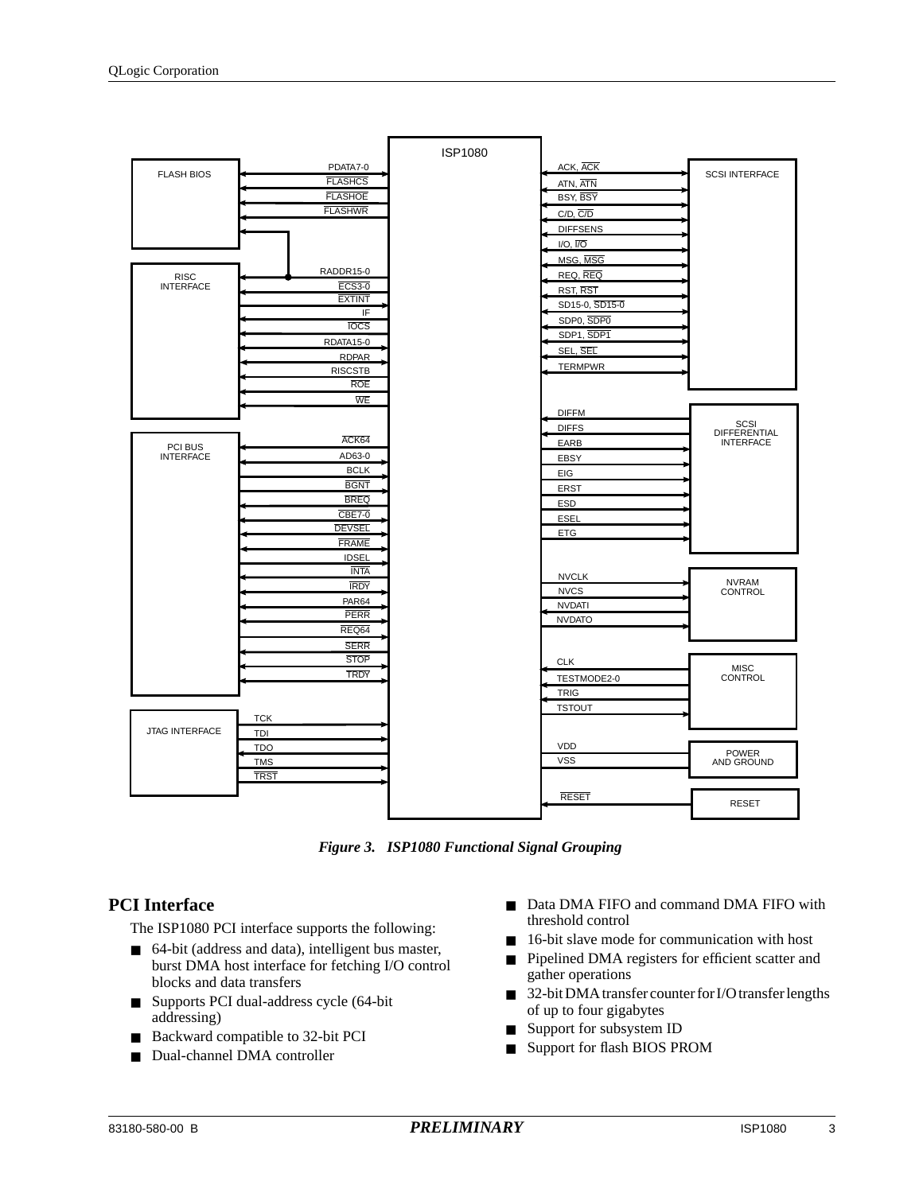Figure 3.   ISP1080 Functional Signal Grouping

## PCI Interface

The ISP1080 PCI interface supports the following:

- 64-bit (address and data), intelligent bus master, burst DMA host interface for fetching I/O control blocks and data transfers
- Supports PCI dual-address cycle (64-bit addressing)
- Backward compatible to 32-bit PCI
- Dual-channel DMA controller
- Data DMA FIFO and command DMA FIFO with threshold control
- 16-bit slave mode for communication with host
- Pipelined DMA registers for efficient scatter and gather operations
- 32-bit DMA transfer counter for I/O transfer lengths of up to four gigabytes
- Support for subsystem ID
- Support for flash BIOS PROM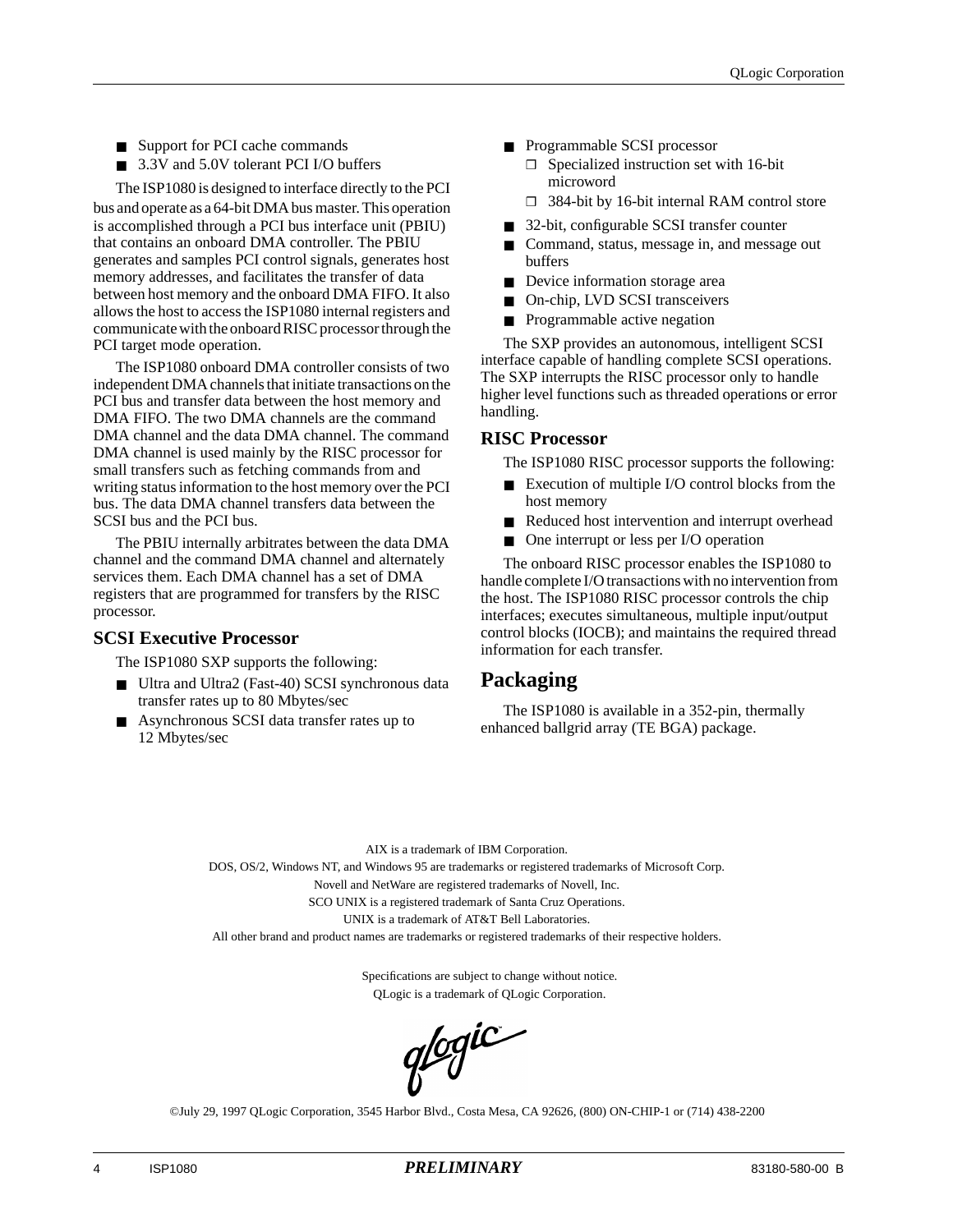- Support for PCI cache commands
- 3.3V and 5.0V tolerant PCI I/O buffers

The ISP1080 is designed to interface directly to the PCI bus and operate as a 64-bit DMA bus master. This operation is accomplished through a PCI bus interface unit (PBIU) that contains an onboard DMA controller. The PBIU generates and samples PCI control signals, generates host memory addresses, and facilitates the transfer of data between host memory and the onboard DMA FIFO. It also allows the host to access the ISP1080 internal registers and communicate with the onboard RISC processor through the PCI target mode operation.

The ISP1080 onboard DMA controller consists of two independent DMA channels that initiate transactions on the PCI bus and transfer data between the host memory and DMA FIFO. The two DMA channels are the command DMA channel and the data DMA channel. The command DMA channel is used mainly by the RISC processor for small transfers such as fetching commands from and writing status information to the host memory over the PCI bus. The data DMA channel transfers data between the SCSI bus and the PCI bus.

The PBIU internally arbitrates between the data DMA channel and the command DMA channel and alternately services them. Each DMA channel has a set of DMA registers that are programmed for transfers by the RISC processor.

### SCSI Executive Processor

The ISP1080 SXP supports the following:

- Ultra and Ultra2 (Fast-40) SCSI synchronous data transfer rates up to 80 Mbytes/sec
- Asynchronous SCSI data transfer rates up to 12 Mbytes/sec
- Programmable SCSI processor
  - Specialized instruction set with 16-bit microword
  - 384-bit by 16-bit internal RAM control store
- 32-bit, configurable SCSI transfer counter
- Command, status, message in, and message out buffers
- Device information storage area
- On-chip, LVD SCSI transceivers
- Programmable active negation

The SXP provides an autonomous, intelligent SCSI interface capable of handling complete SCSI operations. The SXP interrupts the RISC processor only to handle higher level functions such as threaded operations or error handling.

### RISC Processor

The ISP1080 RISC processor supports the following:

- Execution of multiple I/O control blocks from the host memory
- Reduced host intervention and interrupt overhead
- One interrupt or less per I/O operation

The onboard RISC processor enables the ISP1080 to handle complete I/O transactions with no intervention from the host. The ISP1080 RISC processor controls the chip interfaces; executes simultaneous, multiple input/output control blocks (IOCB); and maintains the required thread information for each transfer.

## Packaging

The ISP1080 is available in a 352-pin, thermally enhanced ballgrid array (TE BGA) package.

AIX is a trademark of IBM Corporation.
DOS, OS/2, Windows NT, and Windows 95 are trademarks or registered trademarks of Microsoft Corp.
Novell and NetWare are registered trademarks of Novell, Inc.
SCO UNIX is a registered trademark of Santa Cruz Operations.
UNIX is a trademark of AT&T Bell Laboratories.
All other brand and product names are trademarks or registered trademarks of their respective holders.

Specifications are subject to change without notice.
QLogic is a trademark of QLogic Corporation.

©July 29, 1997 QLogic Corporation, 3545 Harbor Blvd., Costa Mesa, CA 92626, (800) ON-CHIP-1 or (714) 438-2200

*PRELIMINARY*